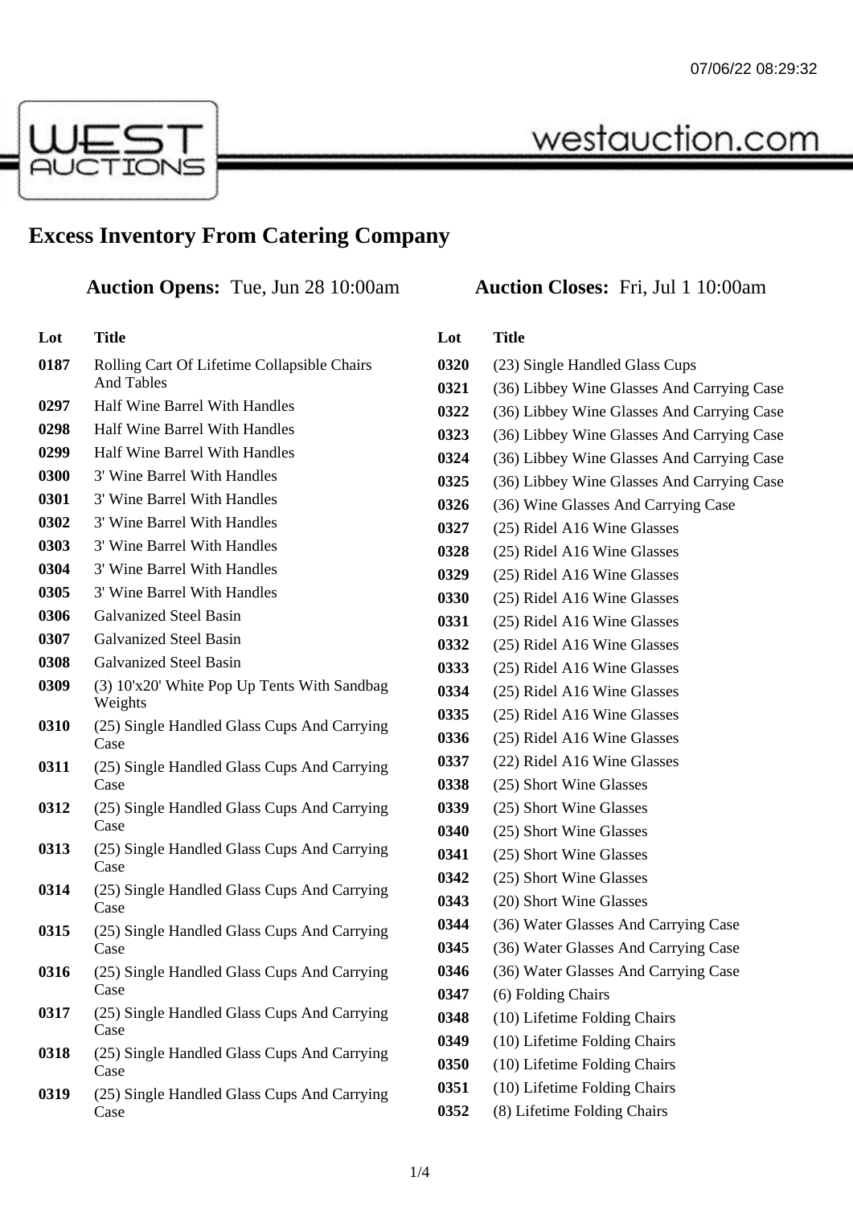westauction.com

# Excess Inventory From Catering Company

**Auction Opens:** Tue, Jun 28 10:00am **Auction Closes:** Fri, Jul 1 10:00am

| Lot | Title |
|---|---|
| 0187 | Rolling Cart Of Lifetime Collapsible Chairs And Tables |
| 0297 | Half Wine Barrel With Handles |
| 0298 | Half Wine Barrel With Handles |
| 0299 | Half Wine Barrel With Handles |
| 0300 | 3' Wine Barrel With Handles |
| 0301 | 3' Wine Barrel With Handles |
| 0302 | 3' Wine Barrel With Handles |
| 0303 | 3' Wine Barrel With Handles |
| 0304 | 3' Wine Barrel With Handles |
| 0305 | 3' Wine Barrel With Handles |
| 0306 | Galvanized Steel Basin |
| 0307 | Galvanized Steel Basin |
| 0308 | Galvanized Steel Basin |
| 0309 | (3) 10'x20' White Pop Up Tents With Sandbag Weights |
| 0310 | (25) Single Handled Glass Cups And Carrying Case |
| 0311 | (25) Single Handled Glass Cups And Carrying Case |
| 0312 | (25) Single Handled Glass Cups And Carrying Case |
| 0313 | (25) Single Handled Glass Cups And Carrying Case |
| 0314 | (25) Single Handled Glass Cups And Carrying Case |
| 0315 | (25) Single Handled Glass Cups And Carrying Case |
| 0316 | (25) Single Handled Glass Cups And Carrying Case |
| 0317 | (25) Single Handled Glass Cups And Carrying Case |
| 0318 | (25) Single Handled Glass Cups And Carrying Case |
| 0319 | (25) Single Handled Glass Cups And Carrying Case |
| 0320 | (23) Single Handled Glass Cups |
| 0321 | (36) Libbey Wine Glasses And Carrying Case |
| 0322 | (36) Libbey Wine Glasses And Carrying Case |
| 0323 | (36) Libbey Wine Glasses And Carrying Case |
| 0324 | (36) Libbey Wine Glasses And Carrying Case |
| 0325 | (36) Libbey Wine Glasses And Carrying Case |
| 0326 | (36) Wine Glasses And Carrying Case |
| 0327 | (25) Ridel A16 Wine Glasses |
| 0328 | (25) Ridel A16 Wine Glasses |
| 0329 | (25) Ridel A16 Wine Glasses |
| 0330 | (25) Ridel A16 Wine Glasses |
| 0331 | (25) Ridel A16 Wine Glasses |
| 0332 | (25) Ridel A16 Wine Glasses |
| 0333 | (25) Ridel A16 Wine Glasses |
| 0334 | (25) Ridel A16 Wine Glasses |
| 0335 | (25) Ridel A16 Wine Glasses |
| 0336 | (25) Ridel A16 Wine Glasses |
| 0337 | (22) Ridel A16 Wine Glasses |
| 0338 | (25) Short Wine Glasses |
| 0339 | (25) Short Wine Glasses |
| 0340 | (25) Short Wine Glasses |
| 0341 | (25) Short Wine Glasses |
| 0342 | (25) Short Wine Glasses |
| 0343 | (20) Short Wine Glasses |
| 0344 | (36) Water Glasses And Carrying Case |
| 0345 | (36) Water Glasses And Carrying Case |
| 0346 | (36) Water Glasses And Carrying Case |
| 0347 | (6) Folding Chairs |
| 0348 | (10) Lifetime Folding Chairs |
| 0349 | (10) Lifetime Folding Chairs |
| 0350 | (10) Lifetime Folding Chairs |
| 0351 | (10) Lifetime Folding Chairs |
| 0352 | (8) Lifetime Folding Chairs |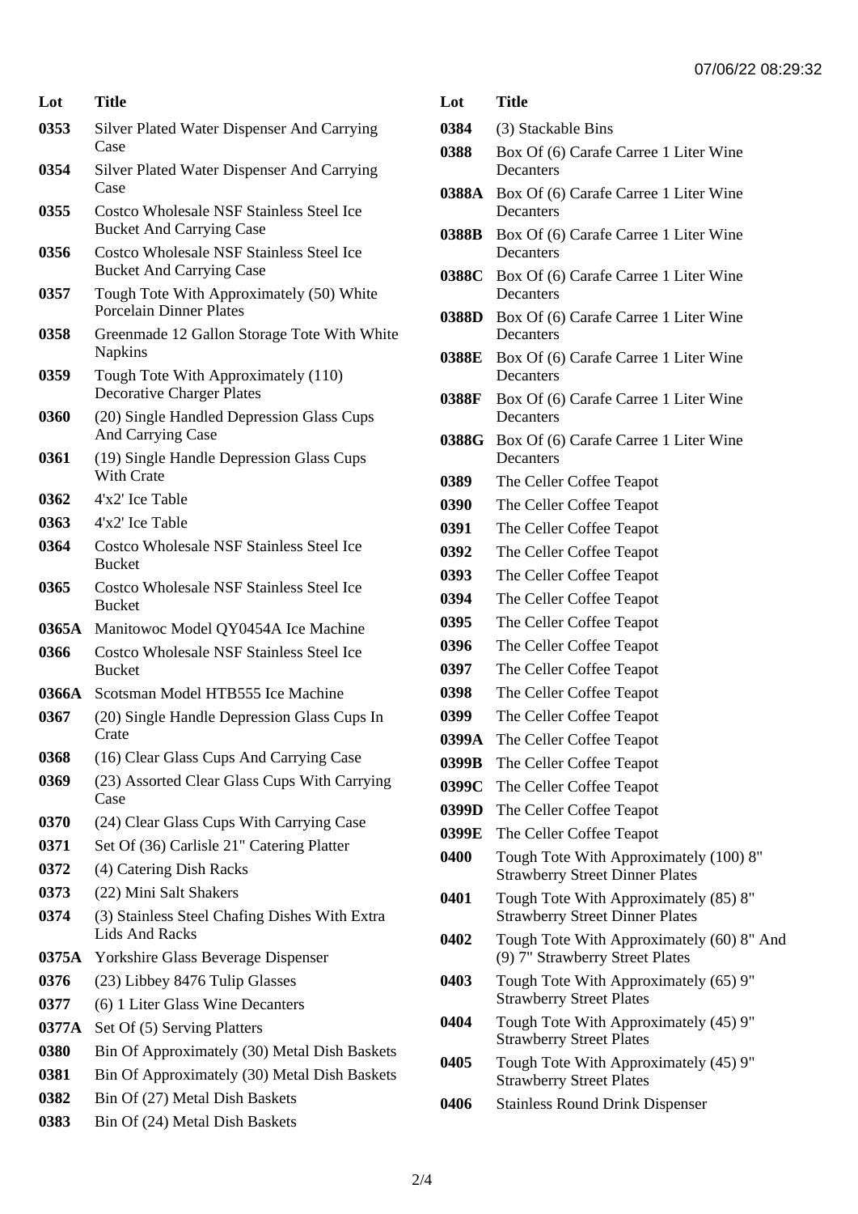| Lot | Title |
|---|---|
| 0353 | Silver Plated Water Dispenser And Carrying Case |
| 0354 | Silver Plated Water Dispenser And Carrying Case |
| 0355 | Costco Wholesale NSF Stainless Steel Ice Bucket And Carrying Case |
| 0356 | Costco Wholesale NSF Stainless Steel Ice Bucket And Carrying Case |
| 0357 | Tough Tote With Approximately (50) White Porcelain Dinner Plates |
| 0358 | Greenmade 12 Gallon Storage Tote With White Napkins |
| 0359 | Tough Tote With Approximately (110) Decorative Charger Plates |
| 0360 | (20) Single Handled Depression Glass Cups And Carrying Case |
| 0361 | (19) Single Handle Depression Glass Cups With Crate |
| 0362 | 4'x2' Ice Table |
| 0363 | 4'x2' Ice Table |
| 0364 | Costco Wholesale NSF Stainless Steel Ice Bucket |
| 0365 | Costco Wholesale NSF Stainless Steel Ice Bucket |
| 0365A | Manitowoc Model QY0454A Ice Machine |
| 0366 | Costco Wholesale NSF Stainless Steel Ice Bucket |
| 0366A | Scotsman Model HTB555 Ice Machine |
| 0367 | (20) Single Handle Depression Glass Cups In Crate |
| 0368 | (16) Clear Glass Cups And Carrying Case |
| 0369 | (23) Assorted Clear Glass Cups With Carrying Case |
| 0370 | (24) Clear Glass Cups With Carrying Case |
| 0371 | Set Of (36) Carlisle 21" Catering Platter |
| 0372 | (4) Catering Dish Racks |
| 0373 | (22) Mini Salt Shakers |
| 0374 | (3) Stainless Steel Chafing Dishes With Extra Lids And Racks |
| 0375A | Yorkshire Glass Beverage Dispenser |
| 0376 | (23) Libbey 8476 Tulip Glasses |
| 0377 | (6) 1 Liter Glass Wine Decanters |
| 0377A | Set Of (5) Serving Platters |
| 0380 | Bin Of Approximately (30) Metal Dish Baskets |
| 0381 | Bin Of Approximately (30) Metal Dish Baskets |
| 0382 | Bin Of (27) Metal Dish Baskets |
| 0383 | Bin Of (24) Metal Dish Baskets |
| 0384 | (3) Stackable Bins |
| 0388 | Box Of (6) Carafe Carree 1 Liter Wine Decanters |
| 0388A | Box Of (6) Carafe Carree 1 Liter Wine Decanters |
| 0388B | Box Of (6) Carafe Carree 1 Liter Wine Decanters |
| 0388C | Box Of (6) Carafe Carree 1 Liter Wine Decanters |
| 0388D | Box Of (6) Carafe Carree 1 Liter Wine Decanters |
| 0388E | Box Of (6) Carafe Carree 1 Liter Wine Decanters |
| 0388F | Box Of (6) Carafe Carree 1 Liter Wine Decanters |
| 0388G | Box Of (6) Carafe Carree 1 Liter Wine Decanters |
| 0389 | The Celler Coffee Teapot |
| 0390 | The Celler Coffee Teapot |
| 0391 | The Celler Coffee Teapot |
| 0392 | The Celler Coffee Teapot |
| 0393 | The Celler Coffee Teapot |
| 0394 | The Celler Coffee Teapot |
| 0395 | The Celler Coffee Teapot |
| 0396 | The Celler Coffee Teapot |
| 0397 | The Celler Coffee Teapot |
| 0398 | The Celler Coffee Teapot |
| 0399 | The Celler Coffee Teapot |
| 0399A | The Celler Coffee Teapot |
| 0399B | The Celler Coffee Teapot |
| 0399C | The Celler Coffee Teapot |
| 0399D | The Celler Coffee Teapot |
| 0399E | The Celler Coffee Teapot |
| 0400 | Tough Tote With Approximately (100) 8" Strawberry Street Dinner Plates |
| 0401 | Tough Tote With Approximately (85) 8" Strawberry Street Dinner Plates |
| 0402 | Tough Tote With Approximately (60) 8" And (9) 7" Strawberry Street Plates |
| 0403 | Tough Tote With Approximately (65) 9" Strawberry Street Plates |
| 0404 | Tough Tote With Approximately (45) 9" Strawberry Street Plates |
| 0405 | Tough Tote With Approximately (45) 9" Strawberry Street Plates |
| 0406 | Stainless Round Drink Dispenser |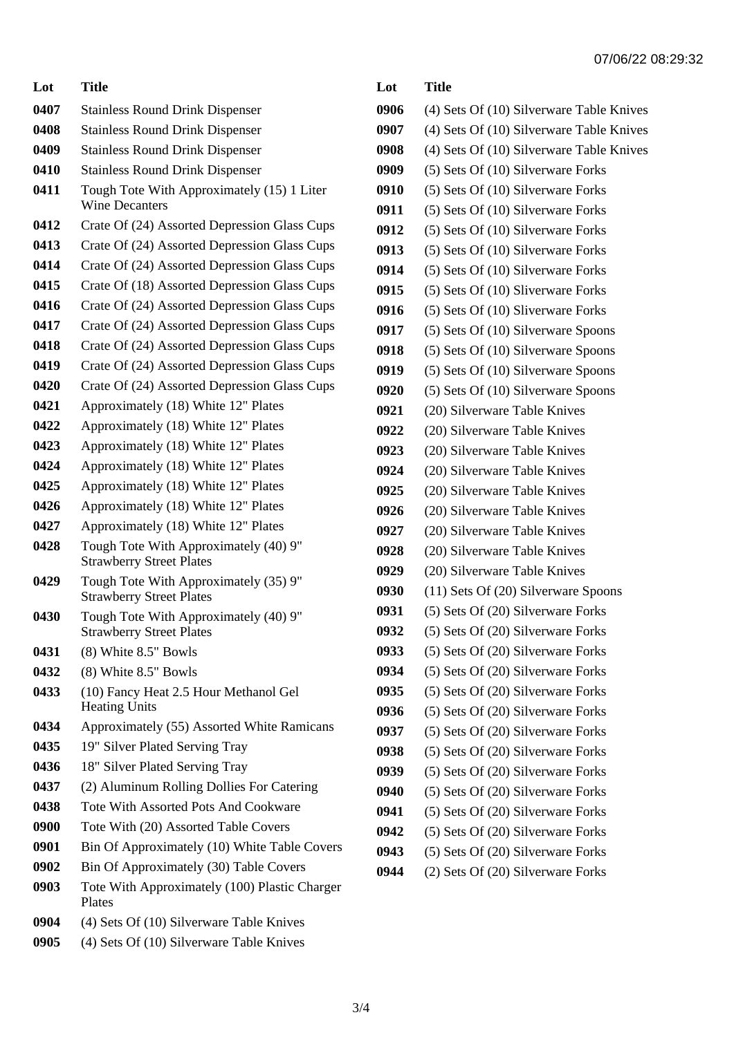| Lot | Title |
|---|---|
| 0407 | Stainless Round Drink Dispenser |
| 0408 | Stainless Round Drink Dispenser |
| 0409 | Stainless Round Drink Dispenser |
| 0410 | Stainless Round Drink Dispenser |
| 0411 | Tough Tote With Approximately (15) 1 Liter Wine Decanters |
| 0412 | Crate Of (24) Assorted Depression Glass Cups |
| 0413 | Crate Of (24) Assorted Depression Glass Cups |
| 0414 | Crate Of (24) Assorted Depression Glass Cups |
| 0415 | Crate Of (18) Assorted Depression Glass Cups |
| 0416 | Crate Of (24) Assorted Depression Glass Cups |
| 0417 | Crate Of (24) Assorted Depression Glass Cups |
| 0418 | Crate Of (24) Assorted Depression Glass Cups |
| 0419 | Crate Of (24) Assorted Depression Glass Cups |
| 0420 | Crate Of (24) Assorted Depression Glass Cups |
| 0421 | Approximately (18) White 12" Plates |
| 0422 | Approximately (18) White 12" Plates |
| 0423 | Approximately (18) White 12" Plates |
| 0424 | Approximately (18) White 12" Plates |
| 0425 | Approximately (18) White 12" Plates |
| 0426 | Approximately (18) White 12" Plates |
| 0427 | Approximately (18) White 12" Plates |
| 0428 | Tough Tote With Approximately (40) 9" Strawberry Street Plates |
| 0429 | Tough Tote With Approximately (35) 9" Strawberry Street Plates |
| 0430 | Tough Tote With Approximately (40) 9" Strawberry Street Plates |
| 0431 | (8) White 8.5" Bowls |
| 0432 | (8) White 8.5" Bowls |
| 0433 | (10) Fancy Heat 2.5 Hour Methanol Gel Heating Units |
| 0434 | Approximately (55) Assorted White Ramicans |
| 0435 | 19" Silver Plated Serving Tray |
| 0436 | 18" Silver Plated Serving Tray |
| 0437 | (2) Aluminum Rolling Dollies For Catering |
| 0438 | Tote With Assorted Pots And Cookware |
| 0900 | Tote With (20) Assorted Table Covers |
| 0901 | Bin Of Approximately (10) White Table Covers |
| 0902 | Bin Of Approximately (30) Table Covers |
| 0903 | Tote With Approximately (100) Plastic Charger Plates |
| 0904 | (4) Sets Of (10) Silverware Table Knives |
| 0905 | (4) Sets Of (10) Silverware Table Knives |
| 0906 | (4) Sets Of (10) Silverware Table Knives |
| 0907 | (4) Sets Of (10) Silverware Table Knives |
| 0908 | (4) Sets Of (10) Silverware Table Knives |
| 0909 | (5) Sets Of (10) Silverware Forks |
| 0910 | (5) Sets Of (10) Silverware Forks |
| 0911 | (5) Sets Of (10) Silverware Forks |
| 0912 | (5) Sets Of (10) Silverware Forks |
| 0913 | (5) Sets Of (10) Silverware Forks |
| 0914 | (5) Sets Of (10) Silverware Forks |
| 0915 | (5) Sets Of (10) Sliverware Forks |
| 0916 | (5) Sets Of (10) Sliverware Forks |
| 0917 | (5) Sets Of (10) Silverware Spoons |
| 0918 | (5) Sets Of (10) Silverware Spoons |
| 0919 | (5) Sets Of (10) Silverware Spoons |
| 0920 | (5) Sets Of (10) Silverware Spoons |
| 0921 | (20) Silverware Table Knives |
| 0922 | (20) Silverware Table Knives |
| 0923 | (20) Silverware Table Knives |
| 0924 | (20) Silverware Table Knives |
| 0925 | (20) Silverware Table Knives |
| 0926 | (20) Silverware Table Knives |
| 0927 | (20) Silverware Table Knives |
| 0928 | (20) Silverware Table Knives |
| 0929 | (20) Silverware Table Knives |
| 0930 | (11) Sets Of (20) Silverware Spoons |
| 0931 | (5) Sets Of (20) Silverware Forks |
| 0932 | (5) Sets Of (20) Silverware Forks |
| 0933 | (5) Sets Of (20) Silverware Forks |
| 0934 | (5) Sets Of (20) Silverware Forks |
| 0935 | (5) Sets Of (20) Silverware Forks |
| 0936 | (5) Sets Of (20) Silverware Forks |
| 0937 | (5) Sets Of (20) Silverware Forks |
| 0938 | (5) Sets Of (20) Silverware Forks |
| 0939 | (5) Sets Of (20) Silverware Forks |
| 0940 | (5) Sets Of (20) Silverware Forks |
| 0941 | (5) Sets Of (20) Silverware Forks |
| 0942 | (5) Sets Of (20) Silverware Forks |
| 0943 | (5) Sets Of (20) Silverware Forks |
| 0944 | (2) Sets Of (20) Silverware Forks |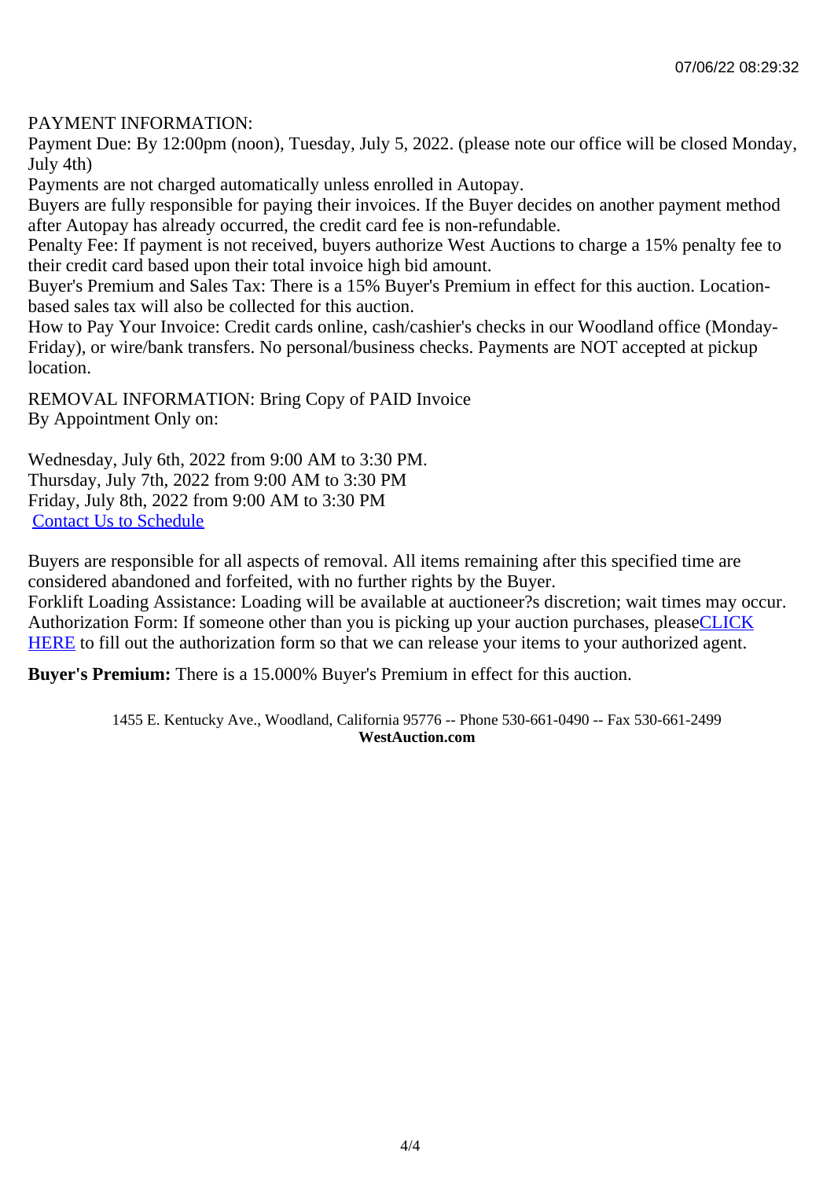PAYMENT INFORMATION:
Payment Due: By 12:00pm (noon), Tuesday, July 5, 2022. (please note our office will be closed Monday, July 4th)
Payments are not charged automatically unless enrolled in Autopay.
Buyers are fully responsible for paying their invoices. If the Buyer decides on another payment method after Autopay has already occurred, the credit card fee is non-refundable.
Penalty Fee: If payment is not received, buyers authorize West Auctions to charge a 15% penalty fee to their credit card based upon their total invoice high bid amount.
Buyer's Premium and Sales Tax: There is a 15% Buyer's Premium in effect for this auction. Location-based sales tax will also be collected for this auction.
How to Pay Your Invoice: Credit cards online, cash/cashier's checks in our Woodland office (Monday-Friday), or wire/bank transfers. No personal/business checks. Payments are NOT accepted at pickup location.

REMOVAL INFORMATION: Bring Copy of PAID Invoice
By Appointment Only on:

Wednesday, July 6th, 2022 from 9:00 AM to 3:30 PM.
Thursday, July 7th, 2022 from 9:00 AM to 3:30 PM
Friday, July 8th, 2022 from 9:00 AM to 3:30 PM
Contact Us to Schedule

Buyers are responsible for all aspects of removal. All items remaining after this specified time are considered abandoned and forfeited, with no further rights by the Buyer.
Forklift Loading Assistance: Loading will be available at auctioneer?s discretion; wait times may occur.
Authorization Form: If someone other than you is picking up your auction purchases, pleaseCLICK HERE to fill out the authorization form so that we can release your items to your authorized agent.

**Buyer's Premium:** There is a 15.000% Buyer's Premium in effect for this auction.

1455 E. Kentucky Ave., Woodland, California 95776 -- Phone 530-661-0490 -- Fax 530-661-2499
**WestAuction.com**